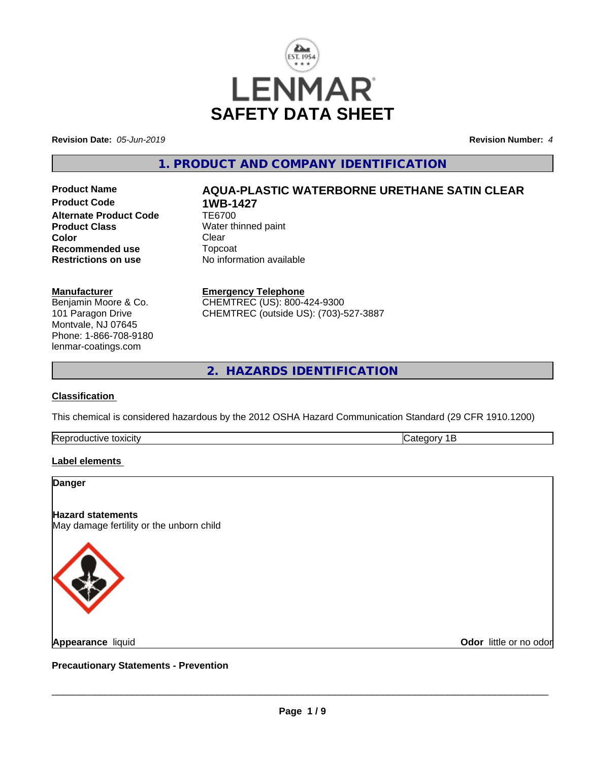# LENMAR

# SAFETY DATA SHEET

**Revision Date:** *05-Jun-2019*

**Revision Number:** *4*

## 1. PRODUCT AND COMPANY IDENTIFICATION

| | |
|---|---|
| **Product Name** | **AQUA-PLASTIC WATERBORNE URETHANE SATIN CLEAR** |
| **Product Code** | **1WB-1427** |
| **Alternate Product Code** | TE6700 |
| **Product Class** | Water thinned paint |
| **Color** | Clear |
| **Recommended use** | Topcoat |
| **Restrictions on use** | No information available |

**Manufacturer**
Benjamin Moore & Co.
101 Paragon Drive
Montvale, NJ 07645
Phone: 1-866-708-9180
lenmar-coatings.com

**Emergency Telephone**
CHEMTREC (US): 800-424-9300
CHEMTREC (outside US): (703)-527-3887

## 2. HAZARDS IDENTIFICATION

**Classification**

This chemical is considered hazardous by the 2012 OSHA Hazard Communication Standard (29 CFR 1910.1200)

| | |
|---|---|
| Reproductive toxicity | Category 1B |

**Label elements**

**Danger**

**Hazard statements**
May damage fertility or the unborn child

**Appearance** liquid

**Odor** little or no odor

**Precautionary Statements - Prevention**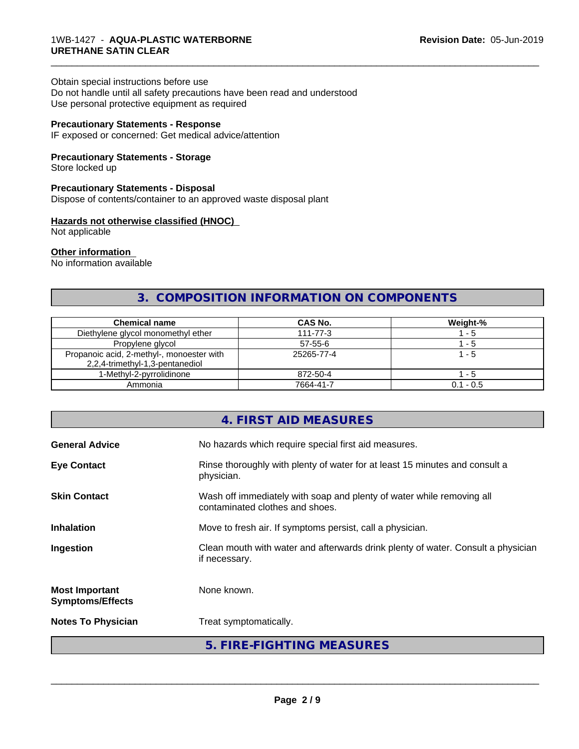Obtain special instructions before use
Do not handle until all safety precautions have been read and understood
Use personal protective equipment as required

**Precautionary Statements - Response**
IF exposed or concerned: Get medical advice/attention

**Precautionary Statements - Storage**
Store locked up

**Precautionary Statements - Disposal**
Dispose of contents/container to an approved waste disposal plant

**Hazards not otherwise classified (HNOC)**
Not applicable

**Other information**
No information available

## 3. COMPOSITION INFORMATION ON COMPONENTS

| Chemical name | CAS No. | Weight-% |
|---|---|---|
| Diethylene glycol monomethyl ether | 111-77-3 | 1 - 5 |
| Propylene glycol | 57-55-6 | 1 - 5 |
| Propanoic acid, 2-methyl-, monoester with 2,2,4-trimethyl-1,3-pentanediol | 25265-77-4 | 1 - 5 |
| 1-Methyl-2-pyrrolidinone | 872-50-4 | 1 - 5 |
| Ammonia | 7664-41-7 | 0.1 - 0.5 |

## 4. FIRST AID MEASURES

**General Advice** No hazards which require special first aid measures.

**Eye Contact** Rinse thoroughly with plenty of water for at least 15 minutes and consult a physician.

**Skin Contact** Wash off immediately with soap and plenty of water while removing all contaminated clothes and shoes.

**Inhalation** Move to fresh air. If symptoms persist, call a physician.

**Ingestion** Clean mouth with water and afterwards drink plenty of water. Consult a physician if necessary.

**Most Important Symptoms/Effects** None known.

**Notes To Physician** Treat symptomatically.

## 5. FIRE-FIGHTING MEASURES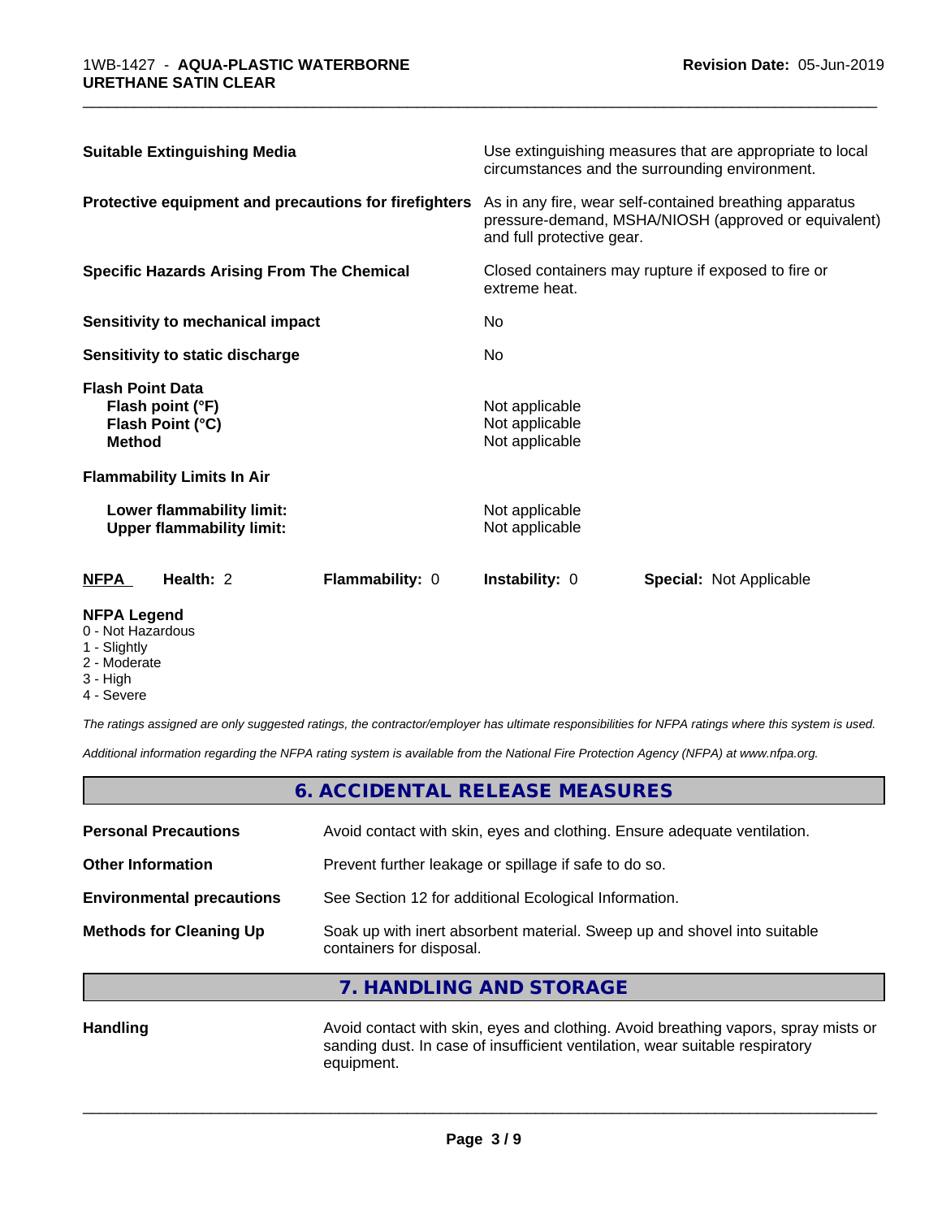| | |
|---|---|
| **Suitable Extinguishing Media** | Use extinguishing measures that are appropriate to local circumstances and the surrounding environment. |
| **Protective equipment and precautions for firefighters** | As in any fire, wear self-contained breathing apparatus pressure-demand, MSHA/NIOSH (approved or equivalent) and full protective gear. |
| **Specific Hazards Arising From The Chemical** | Closed containers may rupture if exposed to fire or extreme heat. |
| **Sensitivity to mechanical impact** | No |
| **Sensitivity to static discharge** | No |

**Flash Point Data**

| | |
|---|---|
| **Flash point (°F)** | Not applicable |
| **Flash Point (°C)** | Not applicable |
| **Method** | Not applicable |

**Flammability Limits In Air**

| | |
|---|---|
| **Lower flammability limit:** | Not applicable |
| **Upper flammability limit:** | Not applicable |

| **NFPA** | **Health:** 2 | **Flammability:** 0 | **Instability:** 0 | **Special:** Not Applicable |
|---|---|---|---|---|

**NFPA Legend**
- 0 - Not Hazardous
- 1 - Slightly
- 2 - Moderate
- 3 - High
- 4 - Severe

*The ratings assigned are only suggested ratings, the contractor/employer has ultimate responsibilities for NFPA ratings where this system is used.*

*Additional information regarding the NFPA rating system is available from the National Fire Protection Agency (NFPA) at www.nfpa.org.*

## 6. ACCIDENTAL RELEASE MEASURES

| | |
|---|---|
| **Personal Precautions** | Avoid contact with skin, eyes and clothing. Ensure adequate ventilation. |
| **Other Information** | Prevent further leakage or spillage if safe to do so. |
| **Environmental precautions** | See Section 12 for additional Ecological Information. |
| **Methods for Cleaning Up** | Soak up with inert absorbent material. Sweep up and shovel into suitable containers for disposal. |

## 7. HANDLING AND STORAGE

| | |
|---|---|
| **Handling** | Avoid contact with skin, eyes and clothing. Avoid breathing vapors, spray mists or sanding dust. In case of insufficient ventilation, wear suitable respiratory equipment. |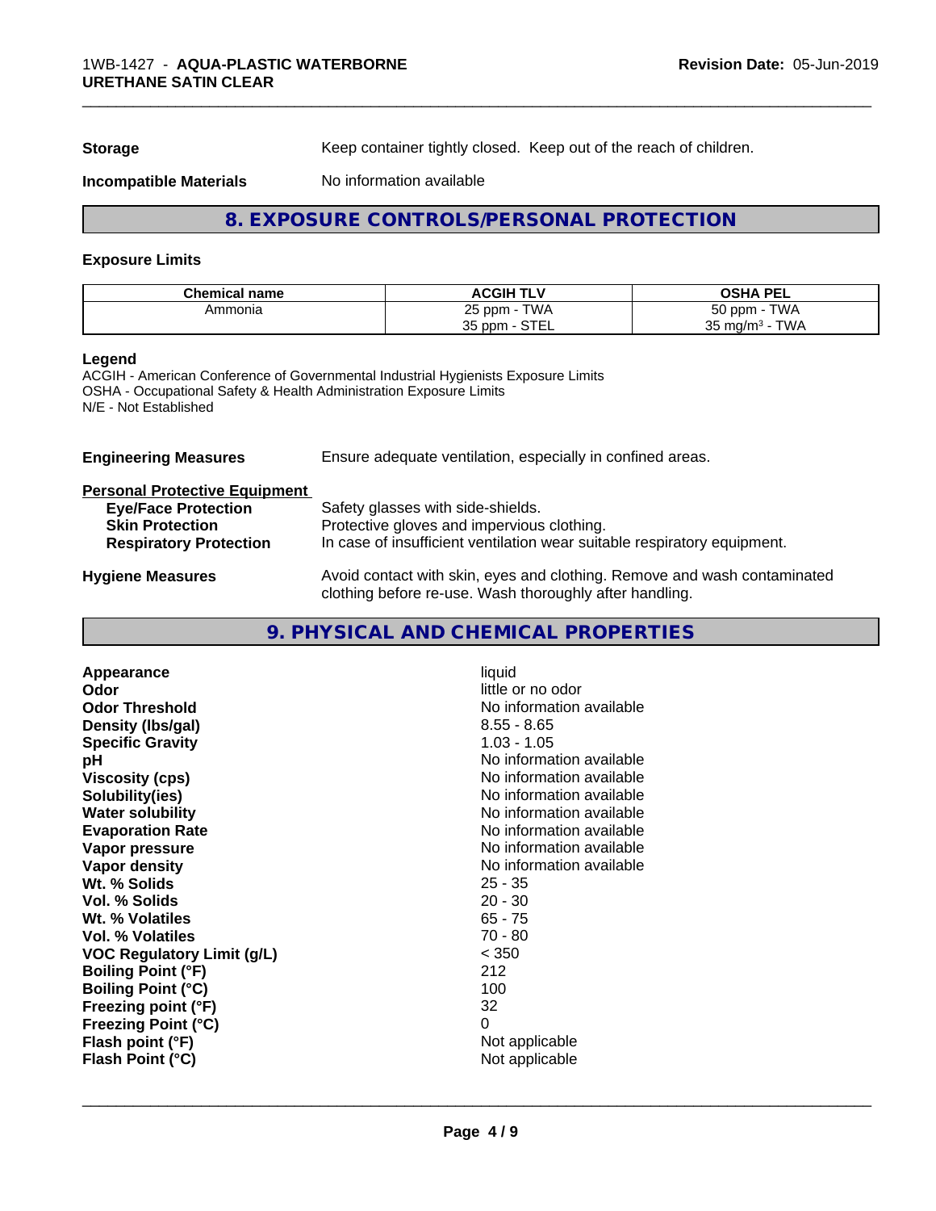| Storage | Keep container tightly closed. Keep out of the reach of children. |
|---|---|
| Incompatible Materials | No information available |

## 8. EXPOSURE CONTROLS/PERSONAL PROTECTION

### Exposure Limits

| Chemical name | ACGIH TLV | OSHA PEL |
|---|---|---|
| Ammonia | 25 ppm - TWA<br>35 ppm - STEL | 50 ppm - TWA<br>35 mg/m³ - TWA |

**Legend**
ACGIH - American Conference of Governmental Industrial Hygienists Exposure Limits
OSHA - Occupational Safety & Health Administration Exposure Limits
N/E - Not Established

**Engineering Measures** Ensure adequate ventilation, especially in confined areas.

**Personal Protective Equipment**

- **Eye/Face Protection** Safety glasses with side-shields.
- **Skin Protection** Protective gloves and impervious clothing.
- **Respiratory Protection** In case of insufficient ventilation wear suitable respiratory equipment.

**Hygiene Measures** Avoid contact with skin, eyes and clothing. Remove and wash contaminated clothing before re-use. Wash thoroughly after handling.

## 9. PHYSICAL AND CHEMICAL PROPERTIES

| Property | Value |
|---|---|
| **Appearance** | liquid |
| **Odor** | little or no odor |
| **Odor Threshold** | No information available |
| **Density (lbs/gal)** | 8.55 - 8.65 |
| **Specific Gravity** | 1.03 - 1.05 |
| **pH** | No information available |
| **Viscosity (cps)** | No information available |
| **Solubility(ies)** | No information available |
| **Water solubility** | No information available |
| **Evaporation Rate** | No information available |
| **Vapor pressure** | No information available |
| **Vapor density** | No information available |
| **Wt. % Solids** | 25 - 35 |
| **Vol. % Solids** | 20 - 30 |
| **Wt. % Volatiles** | 65 - 75 |
| **Vol. % Volatiles** | 70 - 80 |
| **VOC Regulatory Limit (g/L)** | < 350 |
| **Boiling Point (°F)** | 212 |
| **Boiling Point (°C)** | 100 |
| **Freezing point (°F)** | 32 |
| **Freezing Point (°C)** | 0 |
| **Flash point (°F)** | Not applicable |
| **Flash Point (°C)** | Not applicable |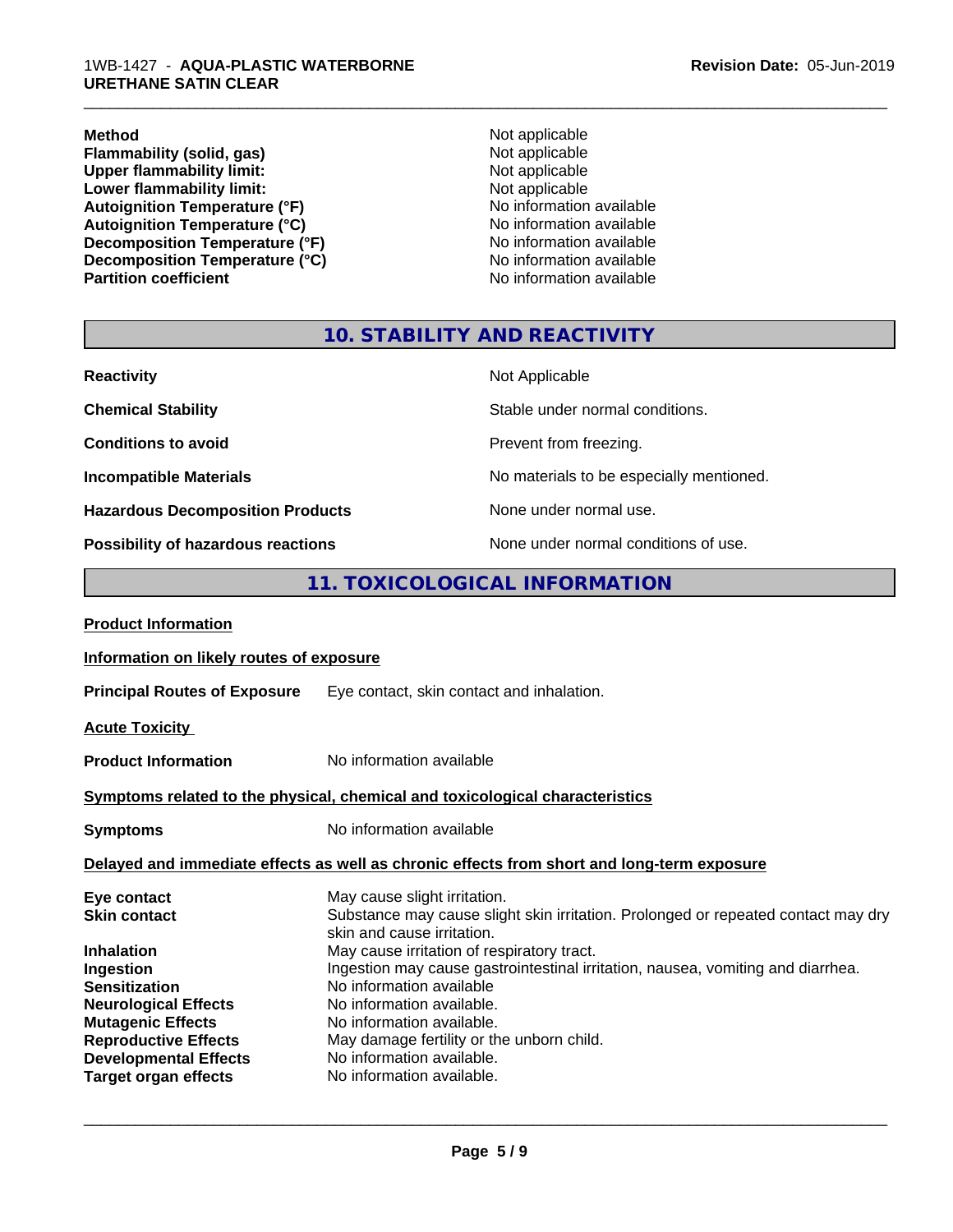| | |
|---|---|
| **Method** | Not applicable |
| **Flammability (solid, gas)** | Not applicable |
| **Upper flammability limit:** | Not applicable |
| **Lower flammability limit:** | Not applicable |
| **Autoignition Temperature (°F)** | No information available |
| **Autoignition Temperature (°C)** | No information available |
| **Decomposition Temperature (°F)** | No information available |
| **Decomposition Temperature (°C)** | No information available |
| **Partition coefficient** | No information available |

## 10. STABILITY AND REACTIVITY

| | |
|---|---|
| **Reactivity** | Not Applicable |
| **Chemical Stability** | Stable under normal conditions. |
| **Conditions to avoid** | Prevent from freezing. |
| **Incompatible Materials** | No materials to be especially mentioned. |
| **Hazardous Decomposition Products** | None under normal use. |
| **Possibility of hazardous reactions** | None under normal conditions of use. |

## 11. TOXICOLOGICAL INFORMATION

**Product Information**

**Information on likely routes of exposure**

**Principal Routes of Exposure** Eye contact, skin contact and inhalation.

**Acute Toxicity**

**Product Information** No information available

**Symptoms related to the physical, chemical and toxicological characteristics**

**Symptoms** No information available

**Delayed and immediate effects as well as chronic effects from short and long-term exposure**

| | |
|---|---|
| **Eye contact** | May cause slight irritation. |
| **Skin contact** | Substance may cause slight skin irritation. Prolonged or repeated contact may dry skin and cause irritation. |
| **Inhalation** | May cause irritation of respiratory tract. |
| **Ingestion** | Ingestion may cause gastrointestinal irritation, nausea, vomiting and diarrhea. |
| **Sensitization** | No information available |
| **Neurological Effects** | No information available. |
| **Mutagenic Effects** | No information available. |
| **Reproductive Effects** | May damage fertility or the unborn child. |
| **Developmental Effects** | No information available. |
| **Target organ effects** | No information available. |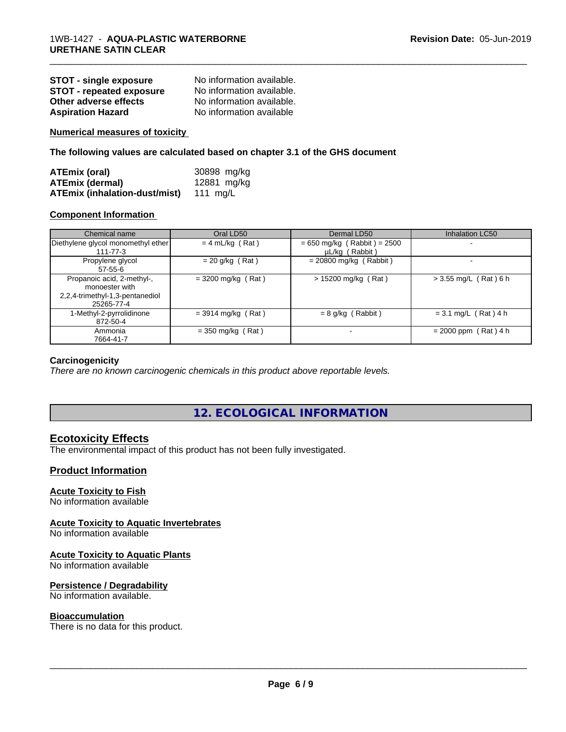| | |
|---|---|
| **STOT - single exposure** | No information available. |
| **STOT - repeated exposure** | No information available. |
| **Other adverse effects** | No information available. |
| **Aspiration Hazard** | No information available |

**Numerical measures of toxicity**

**The following values are calculated based on chapter 3.1 of the GHS document**

| | |
|---|---|
| **ATEmix (oral)** | 30898 mg/kg |
| **ATEmix (dermal)** | 12881 mg/kg |
| **ATEmix (inhalation-dust/mist)** | 111 mg/L |

**Component Information**

| Chemical name | Oral LD50 | Dermal LD50 | Inhalation LC50 |
|---|---|---|---|
| Diethylene glycol monomethyl ether 111-77-3 | = 4 mL/kg ( Rat ) | = 650 mg/kg ( Rabbit ) = 2500 µL/kg ( Rabbit ) | - |
| Propylene glycol 57-55-6 | = 20 g/kg ( Rat ) | = 20800 mg/kg ( Rabbit ) | - |
| Propanoic acid, 2-methyl-, monoester with 2,2,4-trimethyl-1,3-pentanediol 25265-77-4 | = 3200 mg/kg ( Rat ) | > 15200 mg/kg ( Rat ) | > 3.55 mg/L ( Rat ) 6 h |
| 1-Methyl-2-pyrrolidinone 872-50-4 | = 3914 mg/kg ( Rat ) | = 8 g/kg ( Rabbit ) | = 3.1 mg/L ( Rat ) 4 h |
| Ammonia 7664-41-7 | = 350 mg/kg ( Rat ) | - | = 2000 ppm ( Rat ) 4 h |

**Carcinogenicity**

*There are no known carcinogenic chemicals in this product above reportable levels.*

## 12. ECOLOGICAL INFORMATION

### Ecotoxicity Effects

The environmental impact of this product has not been fully investigated.

### Product Information

**Acute Toxicity to Fish**

No information available

**Acute Toxicity to Aquatic Invertebrates**

No information available

**Acute Toxicity to Aquatic Plants**

No information available

**Persistence / Degradability**

No information available.

**Bioaccumulation**

There is no data for this product.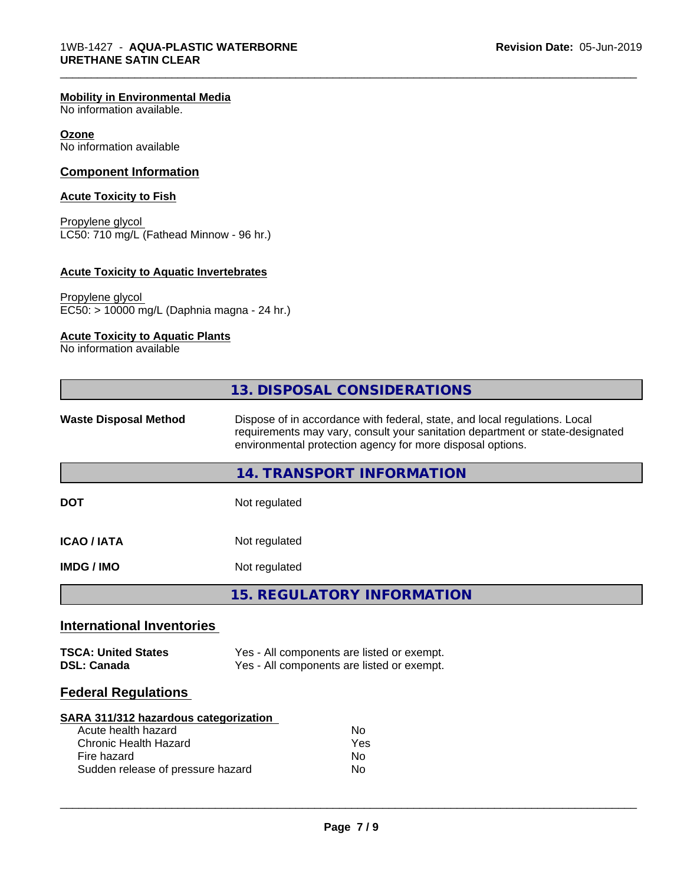**Mobility in Environmental Media**
No information available.

**Ozone**
No information available

### Component Information

**Acute Toxicity to Fish**

Propylene glycol
LC50: 710 mg/L (Fathead Minnow - 96 hr.)

**Acute Toxicity to Aquatic Invertebrates**

Propylene glycol
EC50: > 10000 mg/L (Daphnia magna - 24 hr.)

**Acute Toxicity to Aquatic Plants**
No information available

## 13. DISPOSAL CONSIDERATIONS

| | |
|---|---|
| **Waste Disposal Method** | Dispose of in accordance with federal, state, and local regulations. Local requirements may vary, consult your sanitation department or state-designated environmental protection agency for more disposal options. |

## 14. TRANSPORT INFORMATION

| | |
|---|---|
| **DOT** | Not regulated |
| **ICAO / IATA** | Not regulated |
| **IMDG / IMO** | Not regulated |

## 15. REGULATORY INFORMATION

### International Inventories

| | |
|---|---|
| **TSCA: United States** | Yes - All components are listed or exempt. |
| **DSL: Canada** | Yes - All components are listed or exempt. |

### Federal Regulations

**SARA 311/312 hazardous categorization**

| | |
|---|---|
| Acute health hazard | No |
| Chronic Health Hazard | Yes |
| Fire hazard | No |
| Sudden release of pressure hazard | No |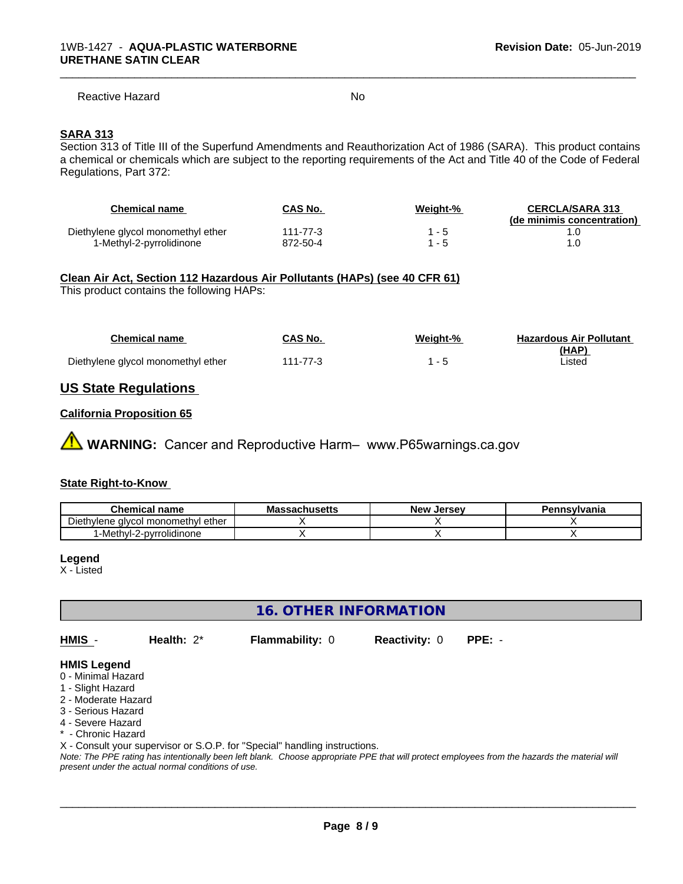Reactive Hazard No

**SARA 313**

Section 313 of Title III of the Superfund Amendments and Reauthorization Act of 1986 (SARA). This product contains a chemical or chemicals which are subject to the reporting requirements of the Act and Title 40 of the Code of Federal Regulations, Part 372:

| Chemical name | CAS No. | Weight-% | CERCLA/SARA 313 (de minimis concentration) |
|---|---|---|---|
| Diethylene glycol monomethyl ether | 111-77-3 | 1 - 5 | 1.0 |
| 1-Methyl-2-pyrrolidinone | 872-50-4 | 1 - 5 | 1.0 |

**Clean Air Act, Section 112 Hazardous Air Pollutants (HAPs) (see 40 CFR 61)**

This product contains the following HAPs:

| Chemical name | CAS No. | Weight-% | Hazardous Air Pollutant (HAP) |
|---|---|---|---|
| Diethylene glycol monomethyl ether | 111-77-3 | 1 - 5 | Listed |

## US State Regulations

**California Proposition 65**

**WARNING:** Cancer and Reproductive Harm– www.P65warnings.ca.gov

**State Right-to-Know**

| Chemical name | Massachusetts | New Jersey | Pennsylvania |
|---|---|---|---|
| Diethylene glycol monomethyl ether | X | X | X |
| 1-Methyl-2-pyrrolidinone | X | X | X |

**Legend**

X - Listed

## 16. OTHER INFORMATION

**HMIS** - **Health:** 2* **Flammability:** 0 **Reactivity:** 0 **PPE:** -

**HMIS Legend**

0 - Minimal Hazard
1 - Slight Hazard
2 - Moderate Hazard
3 - Serious Hazard
4 - Severe Hazard
* - Chronic Hazard
X - Consult your supervisor or S.O.P. for "Special" handling instructions.

*Note: The PPE rating has intentionally been left blank. Choose appropriate PPE that will protect employees from the hazards the material will present under the actual normal conditions of use.*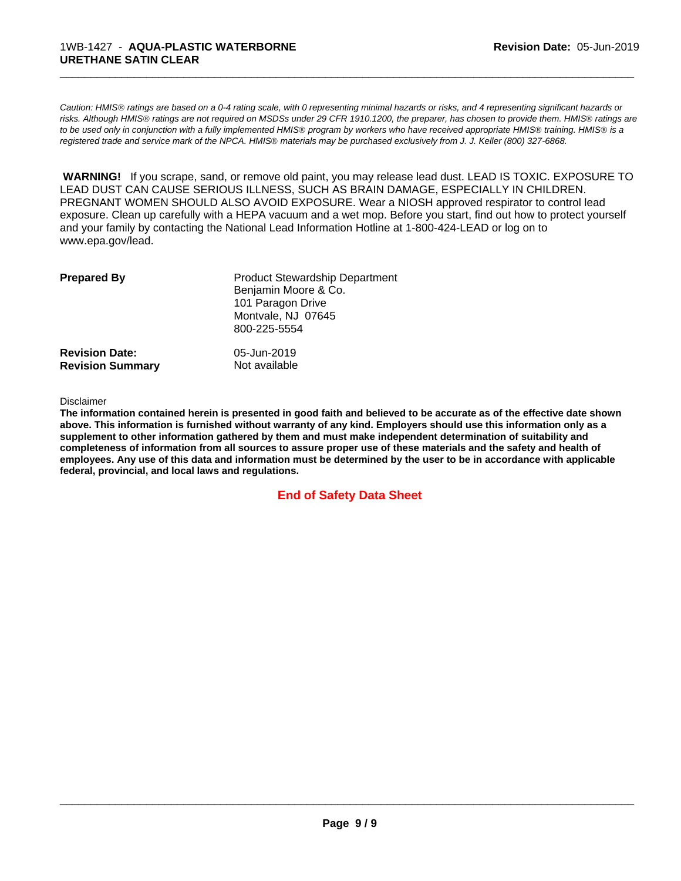*Caution: HMIS® ratings are based on a 0-4 rating scale, with 0 representing minimal hazards or risks, and 4 representing significant hazards or risks. Although HMIS® ratings are not required on MSDSs under 29 CFR 1910.1200, the preparer, has chosen to provide them. HMIS® ratings are to be used only in conjunction with a fully implemented HMIS® program by workers who have received appropriate HMIS® training. HMIS® is a registered trade and service mark of the NPCA. HMIS® materials may be purchased exclusively from J. J. Keller (800) 327-6868.*

**WARNING!** If you scrape, sand, or remove old paint, you may release lead dust. LEAD IS TOXIC. EXPOSURE TO LEAD DUST CAN CAUSE SERIOUS ILLNESS, SUCH AS BRAIN DAMAGE, ESPECIALLY IN CHILDREN. PREGNANT WOMEN SHOULD ALSO AVOID EXPOSURE. Wear a NIOSH approved respirator to control lead exposure. Clean up carefully with a HEPA vacuum and a wet mop. Before you start, find out how to protect yourself and your family by contacting the National Lead Information Hotline at 1-800-424-LEAD or log on to www.epa.gov/lead.

**Prepared By**

Product Stewardship Department
Benjamin Moore & Co.
101 Paragon Drive
Montvale, NJ 07645
800-225-5554

**Revision Date:** 05-Jun-2019

**Revision Summary** Not available

Disclaimer

**The information contained herein is presented in good faith and believed to be accurate as of the effective date shown above. This information is furnished without warranty of any kind. Employers should use this information only as a supplement to other information gathered by them and must make independent determination of suitability and completeness of information from all sources to assure proper use of these materials and the safety and health of employees. Any use of this data and information must be determined by the user to be in accordance with applicable federal, provincial, and local laws and regulations.**

**End of Safety Data Sheet**